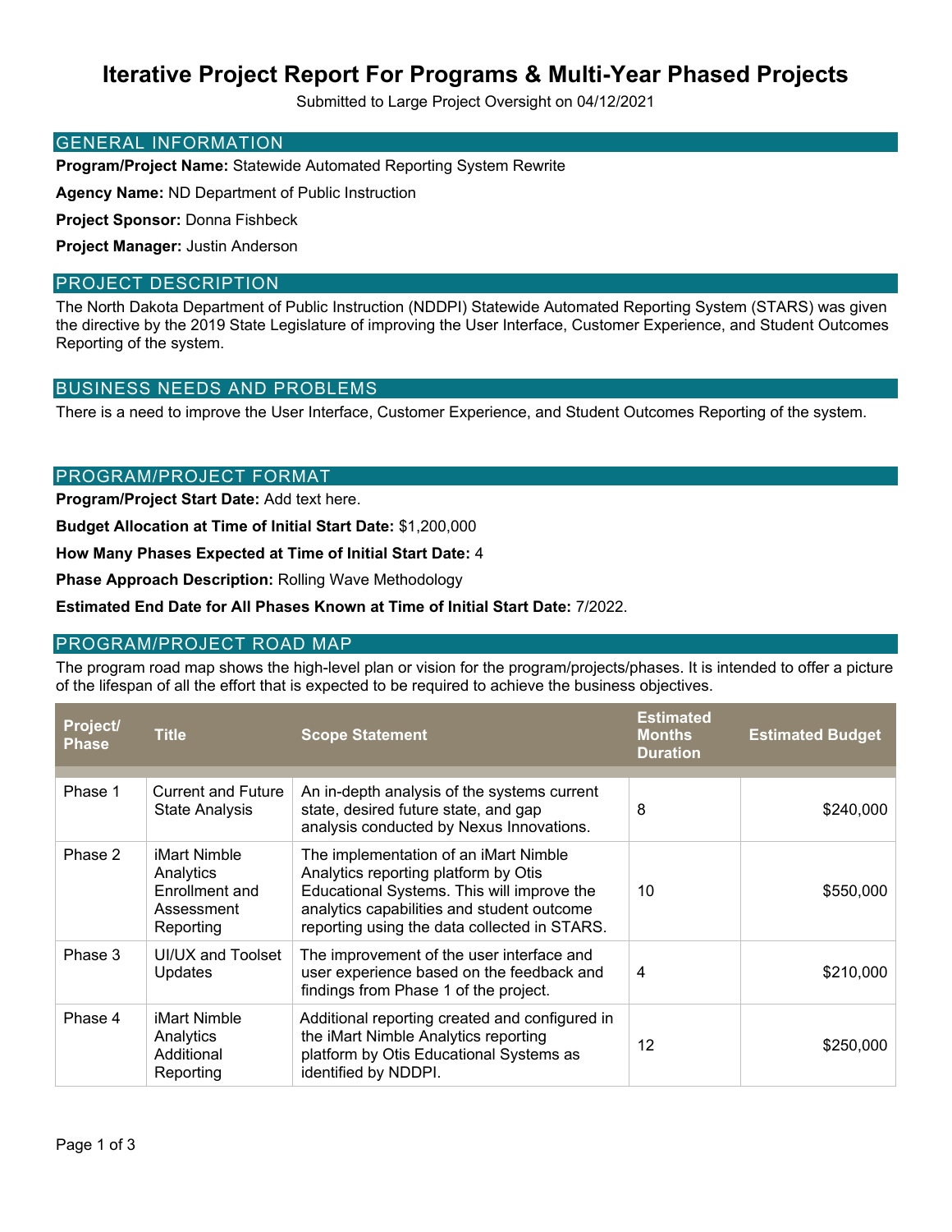# Iterative Project Report For Programs & Multi-Year Phased Projects

Submitted to Large Project Oversight on 04/12/2021

## GENERAL INFORMATION

**Program/Project Name:** Statewide Automated Reporting System Rewrite

**Agency Name:** ND Department of Public Instruction

**Project Sponsor:** Donna Fishbeck

**Project Manager:** Justin Anderson

## PROJECT DESCRIPTION

The North Dakota Department of Public Instruction (NDDPI) Statewide Automated Reporting System (STARS) was given the directive by the 2019 State Legislature of improving the User Interface, Customer Experience, and Student Outcomes Reporting of the system.

## BUSINESS NEEDS AND PROBLEMS

There is a need to improve the User Interface, Customer Experience, and Student Outcomes Reporting of the system.

## PROGRAM/PROJECT FORMAT

**Program/Project Start Date:** Add text here.

**Budget Allocation at Time of Initial Start Date:** $1,200,000

**How Many Phases Expected at Time of Initial Start Date:** 4

**Phase Approach Description:** Rolling Wave Methodology

**Estimated End Date for All Phases Known at Time of Initial Start Date:** 7/2022.

## PROGRAM/PROJECT ROAD MAP

The program road map shows the high-level plan or vision for the program/projects/phases. It is intended to offer a picture of the lifespan of all the effort that is expected to be required to achieve the business objectives.

| Project/ Phase | Title | Scope Statement | Estimated Months Duration | Estimated Budget |
|---|---|---|---|---|
| Phase 1 | Current and Future State Analysis | An in-depth analysis of the systems current state, desired future state, and gap analysis conducted by Nexus Innovations. | 8 | $240,000 |
| Phase 2 | iMart Nimble Analytics Enrollment and Assessment Reporting | The implementation of an iMart Nimble Analytics reporting platform by Otis Educational Systems. This will improve the analytics capabilities and student outcome reporting using the data collected in STARS. | 10 | $550,000 |
| Phase 3 | UI/UX and Toolset Updates | The improvement of the user interface and user experience based on the feedback and findings from Phase 1 of the project. | 4 | $210,000 |
| Phase 4 | iMart Nimble Analytics Additional Reporting | Additional reporting created and configured in the iMart Nimble Analytics reporting platform by Otis Educational Systems as identified by NDDPI. | 12 | $250,000 |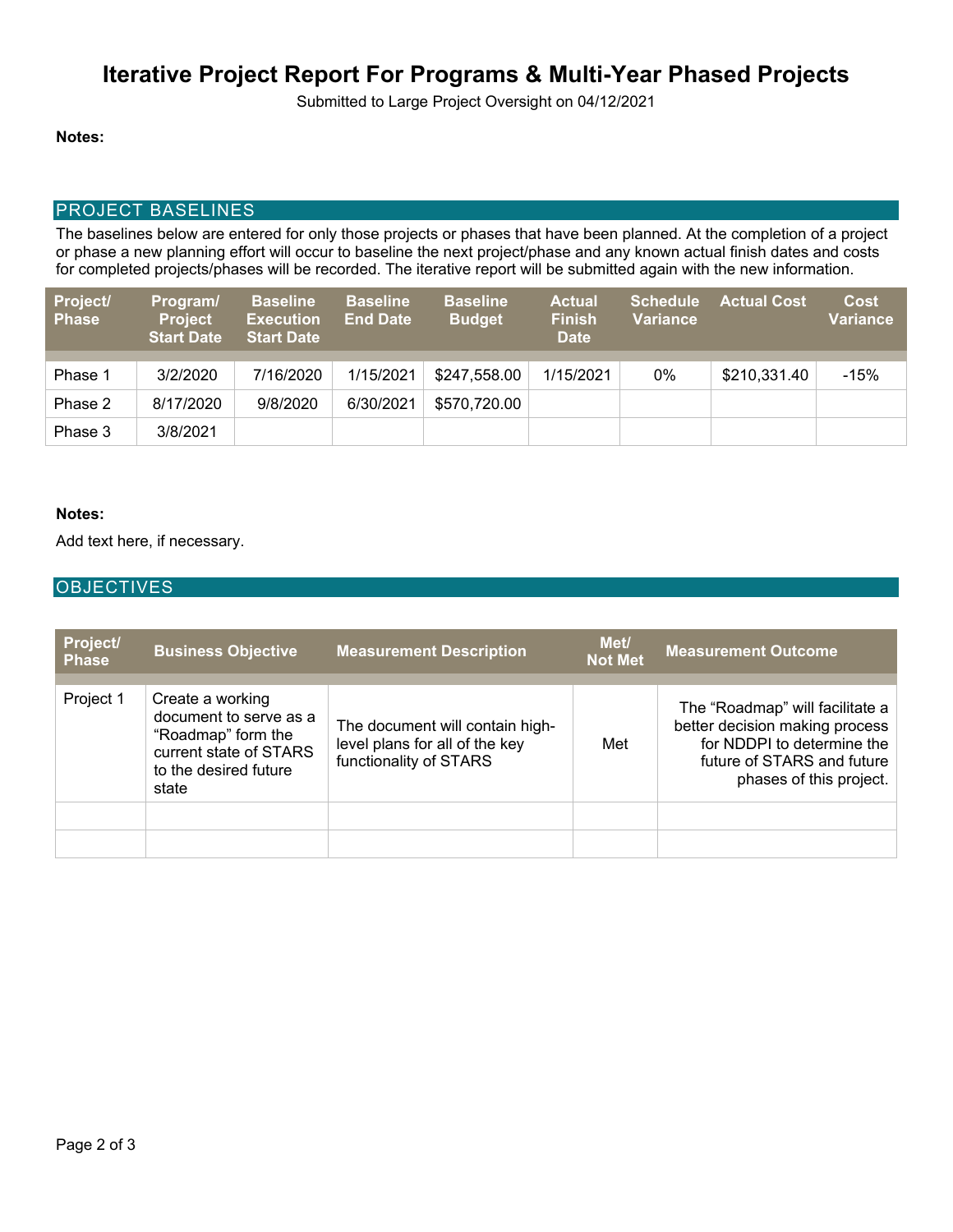# Iterative Project Report For Programs & Multi-Year Phased Projects

Submitted to Large Project Oversight on 04/12/2021

**Notes:**

## PROJECT BASELINES

The baselines below are entered for only those projects or phases that have been planned. At the completion of a project or phase a new planning effort will occur to baseline the next project/phase and any known actual finish dates and costs for completed projects/phases will be recorded. The iterative report will be submitted again with the new information.

| Project/ Phase | Program/ Project Start Date | Baseline Execution Start Date | Baseline End Date | Baseline Budget | Actual Finish Date | Schedule Variance | Actual Cost | Cost Variance |
|---|---|---|---|---|---|---|---|---|
| Phase 1 | 3/2/2020 | 7/16/2020 | 1/15/2021 | $247,558.00 | 1/15/2021 | 0% | $210,331.40 | -15% |
| Phase 2 | 8/17/2020 | 9/8/2020 | 6/30/2021 | $570,720.00 | | | | |
| Phase 3 | 3/8/2021 | | | | | | | |

**Notes:**

Add text here, if necessary.

## OBJECTIVES

| Project/ Phase | Business Objective | Measurement Description | Met/ Not Met | Measurement Outcome |
|---|---|---|---|---|
| Project 1 | Create a working document to serve as a "Roadmap" form the current state of STARS to the desired future state | The document will contain high-level plans for all of the key functionality of STARS | Met | The "Roadmap" will facilitate a better decision making process for NDDPI to determine the future of STARS and future phases of this project. |
| | | | | |
| | | | | |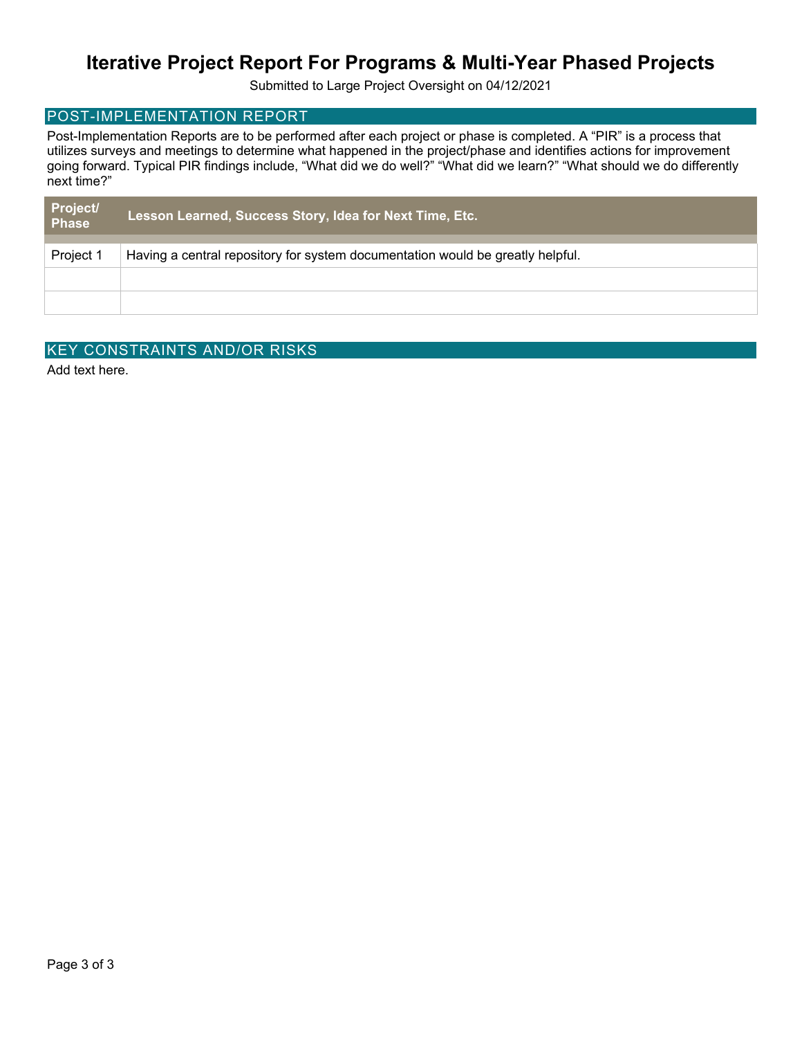# Iterative Project Report For Programs & Multi-Year Phased Projects

Submitted to Large Project Oversight on 04/12/2021

## POST-IMPLEMENTATION REPORT

Post-Implementation Reports are to be performed after each project or phase is completed. A “PIR” is a process that utilizes surveys and meetings to determine what happened in the project/phase and identifies actions for improvement going forward. Typical PIR findings include, “What did we do well?” “What did we learn?” “What should we do differently next time?”

| Project/ Phase | Lesson Learned, Success Story, Idea for Next Time, Etc. |
| --- | --- |
| Project 1 | Having a central repository for system documentation would be greatly helpful. |
| | |
| | |

## KEY CONSTRAINTS AND/OR RISKS

Add text here.